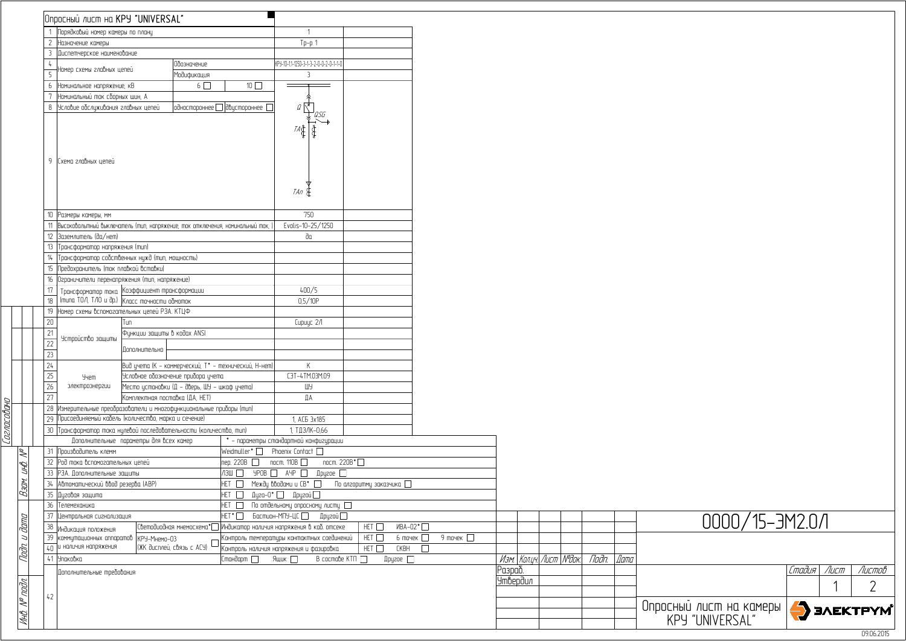# Опросный лист на КРУ "UNIVERSAL"

| № | Параметр | | | Значение | |
|---|---|---|---|---|---|
| 1 | Порядковый номер камеры по плану | | | 1 | |
| 2 | Назначение камеры | | | Тр-р 1 | |
| 3 | Диспетчерское наименование | | | | |
| 4 | Номер схемы главных цепей | Обозначение | | КРУ-10-11-1250-3-1-3-2-0-0-2-0-1-1-0 | |
| 5 | | Модификация | | 3 | |
| 6 | Номинальное напряжение, кВ | 6 ☐ | 10 ☐ | | |
| 7 | Номинальный ток сборных шин, А | | | | |
| 8 | Условие обслуживания главных цепей | одностороннее ☐ | двухстороннее ☐ | | |
| 9 | Схема главных цепей | | | Q, QSG, TA, TAn | |
| 10 | Размеры камеры, мм | | | 750 | |
| 11 | Высоковольтный выключатель (тип, напряжение, ток отключения, номинальный ток, ) | | | Evolis-10-25/1250 | |
| 12 | Заземлитель (да/нет) | | | да | |
| 13 | Трансформатор напряжения (тип) | | | | |
| 14 | Трансформатор собственных нужд (тип, мощность) | | | | |
| 15 | Предохранитель (ток плавкой вставки) | | | | |
| 16 | Ограничители перенапряжения (тип, напряжение) | | | | |
| 17 | Трансформатор тока (типа ТОЛ, ТЛО и др.) | Коэффициент трансформации | | 400/5 | |
| 18 | | Класс точности обмоток | | 0,5/10Р | |
| 19 | Номер схемы вспомогательных цепей РЗА. КТЦФ | | | | |
| 20 | Устройство защиты | Тип | | Сириус 2Л | |
| 21 | | Функции защиты в кодах ANSI | | | |
| 22 | | Дополнительно | | | |
| 23 | | | | | |
| 24 | Учет электроэнергии | Вид учета (К – коммерческий, Т* – технический, Н-нет) | | К | |
| 25 | | Условное обозначение прибора учета | | СЭТ-4ТМ.03М.09 | |
| 26 | | Место установки (Д – дверь, ШУ – шкаф учета) | | ШУ | |
| 27 | | Комплектная поставка (ДА, НЕТ) | | ДА | |
| 28 | Измерительные преобразователи и многофункциональные приборы (тип) | | | | |
| 29 | Присоединяемый кабель (количество, марка и сечение) | | | 1, АСБ 3х185 | |
| 30 | Трансформатор тока нулевой последовательности (количество, тип) | | | 1, ТДЗЛК-0,66 | |

Дополнительные параметры для всех камер — * – параметры стандартной конфигурации

| № | Параметр | Варианты |
|---|---|---|
| 31 | Производитель клемм | Weidmuller* ☐ Phoenix Contact ☐ |
| 32 | Род тока вспомогательных цепей | пер. 220В ☐ пост. 110В ☐ пост. 220В* ☐ |
| 33 | РЗА. Дополнительные защиты | ЛЗШ ☐ УРОВ ☐ АЧР ☐ Другое ☐ |
| 34 | Автоматический ввод резерва (АВР) | НЕТ ☐ Между вводами и СВ* ☐ По алгоритму заказчика ☐ |
| 35 | Дуговая защита | НЕТ ☐ Дуга-О* ☐ Другой ☐ |
| 36 | Телемеханика | НЕТ ☐ По отдельному опросному листу ☐ |
| 37 | Центральная сигнализация | НЕТ* ☐ Бастион-МПУ-ЦС ☐ Другой ☐ |
| 38 | Индикация положения коммутационных аппаратов и наличия напряжения | Светодиодная мнемосхема* ☐ / Индикатор наличия напряжения в каб. отсеке: НЕТ ☐ ИВА-02* ☐ |
| 39 | | КРУ-Мнемо-03 (ЖК дисплей, связь с АСУ) ☐ / Контроль температуры контактных соединений: НЕТ ☐ 6 точек ☐ 9 точек ☐ |
| 40 | | Контроль наличия напряжения и фазировка: НЕТ ☐ СКВН ☐ |
| 41 | Упаковка | Стандарт ☐ Ящик ☐ В составе КТП ☐ Другое ☐ |
| 42 | Дополнительные требования: | |

Согласовано

Взам. инв. № | Подп. и дата | Инв. № подл.

| Изм. | Кол.уч. | Лист | №док. | Подп. | Дата |
|---|---|---|---|---|---|
| Разраб. | | | | | |
| Утвердил | | | | | |

0000/15-ЭМ2.0Л

Опросный лист на камеры КРУ "UNIVERSAL"

| Стадия | Лист | Листов |
|---|---|---|
| | 1 | 2 |

ЭЛЕКТРУМ

09.06.2015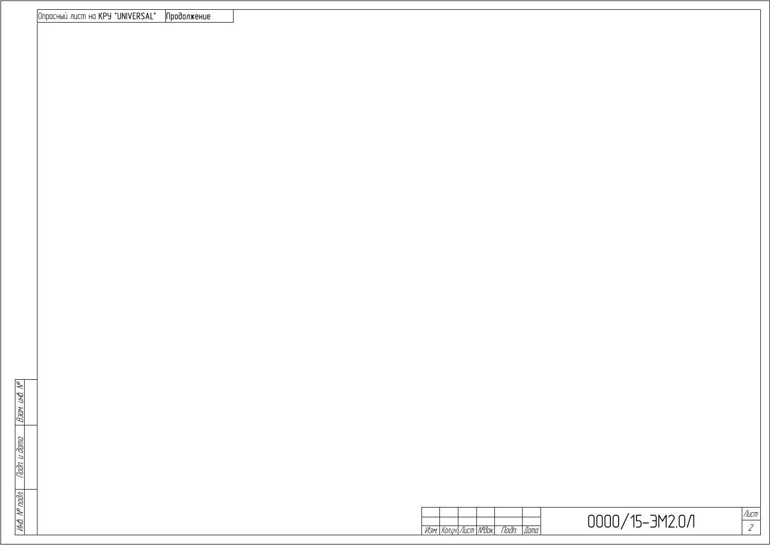| Опросный лист на КРУ "UNIVERSAL" | Продолжение |
| --- | --- |

0000/15-ЭМ2.0Л